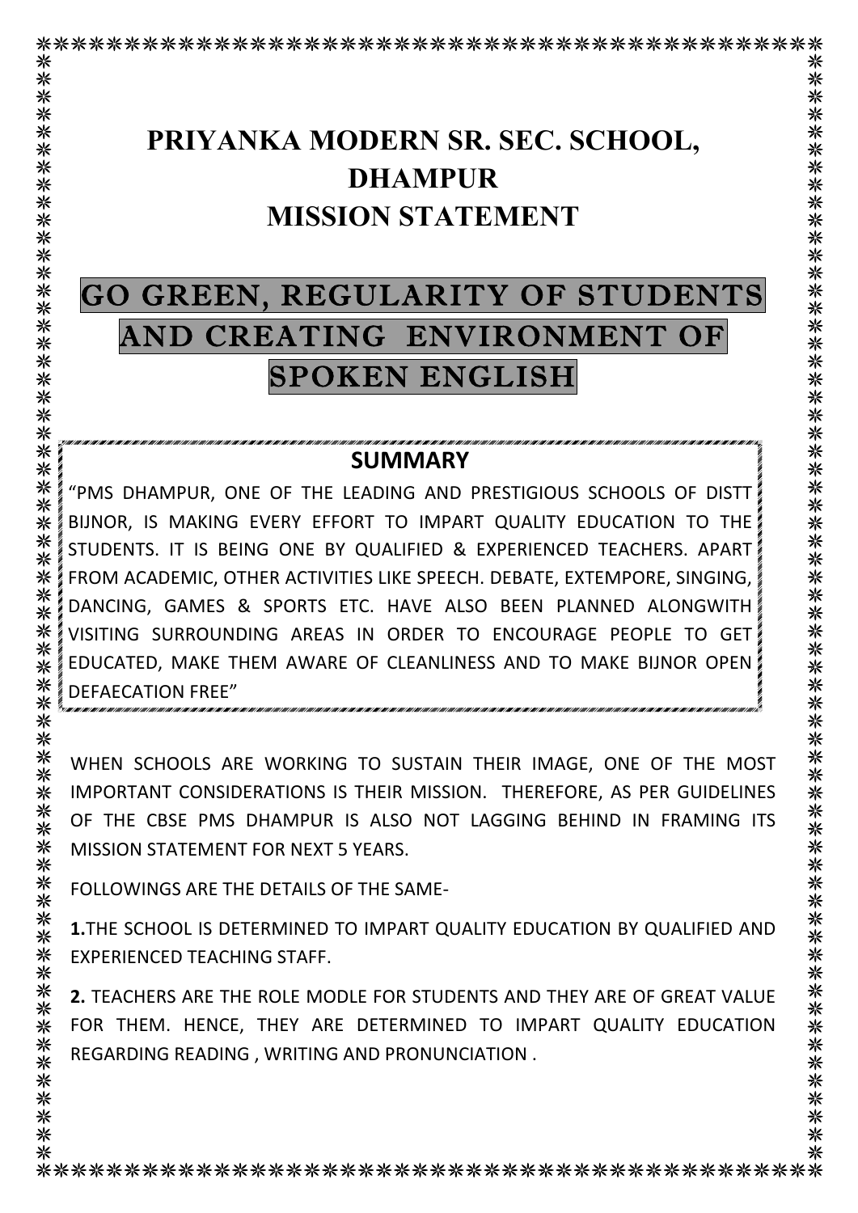# PRIYANKA MODERN SR. SEC. SCHOOL, DHAMPUR

# MISSION STATEMENT

## GO GREEN, REGULARITY OF STUDENTS AND CREATING ENVIRONMENT OF SPOKEN ENGLISH

### SUMMARY

"PMS DHAMPUR, ONE OF THE LEADING AND PRESTIGIOUS SCHOOLS OF DISTT BIJNOR, IS MAKING EVERY EFFORT TO IMPART QUALITY EDUCATION TO THE STUDENTS. IT IS BEING ONE BY QUALIFIED & EXPERIENCED TEACHERS. APART FROM ACADEMIC, OTHER ACTIVITIES LIKE SPEECH. DEBATE, EXTEMPORE, SINGING, DANCING, GAMES & SPORTS ETC. HAVE ALSO BEEN PLANNED ALONGWITH VISITING SURROUNDING AREAS IN ORDER TO ENCOURAGE PEOPLE TO GET EDUCATED, MAKE THEM AWARE OF CLEANLINESS AND TO MAKE BIJNOR OPEN DEFAECATION FREE"

WHEN SCHOOLS ARE WORKING TO SUSTAIN THEIR IMAGE, ONE OF THE MOST IMPORTANT CONSIDERATIONS IS THEIR MISSION. THEREFORE, AS PER GUIDELINES OF THE CBSE PMS DHAMPUR IS ALSO NOT LAGGING BEHIND IN FRAMING ITS MISSION STATEMENT FOR NEXT 5 YEARS.

FOLLOWINGS ARE THE DETAILS OF THE SAME-

**1.**THE SCHOOL IS DETERMINED TO IMPART QUALITY EDUCATION BY QUALIFIED AND EXPERIENCED TEACHING STAFF.

**2.** TEACHERS ARE THE ROLE MODLE FOR STUDENTS AND THEY ARE OF GREAT VALUE FOR THEM. HENCE, THEY ARE DETERMINED TO IMPART QUALITY EDUCATION REGARDING READING , WRITING AND PRONUNCIATION .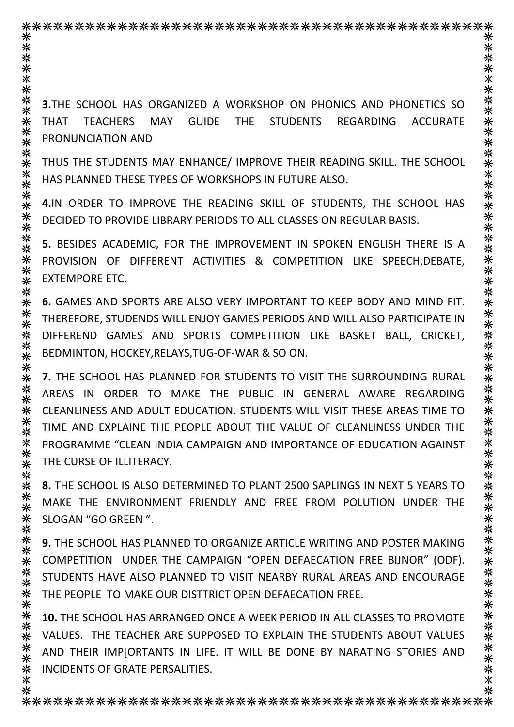**3.**THE SCHOOL HAS ORGANIZED A WORKSHOP ON PHONICS AND PHONETICS SO THAT TEACHERS MAY GUIDE THE STUDENTS REGARDING ACCURATE PRONUNCIATION AND

THUS THE STUDENTS MAY ENHANCE/ IMPROVE THEIR READING SKILL. THE SCHOOL HAS PLANNED THESE TYPES OF WORKSHOPS IN FUTURE ALSO.

**4.**IN ORDER TO IMPROVE THE READING SKILL OF STUDENTS, THE SCHOOL HAS DECIDED TO PROVIDE LIBRARY PERIODS TO ALL CLASSES ON REGULAR BASIS.

**5.** BESIDES ACADEMIC, FOR THE IMPROVEMENT IN SPOKEN ENGLISH THERE IS A PROVISION OF DIFFERENT ACTIVITIES & COMPETITION LIKE SPEECH,DEBATE, EXTEMPORE ETC.

**6.** GAMES AND SPORTS ARE ALSO VERY IMPORTANT TO KEEP BODY AND MIND FIT. THEREFORE, STUDENDS WILL ENJOY GAMES PERIODS AND WILL ALSO PARTICIPATE IN DIFFEREND GAMES AND SPORTS COMPETITION LIKE BASKET BALL, CRICKET, BEDMINTON, HOCKEY,RELAYS,TUG-OF-WAR & SO ON.

**7.** THE SCHOOL HAS PLANNED FOR STUDENTS TO VISIT THE SURROUNDING RURAL AREAS IN ORDER TO MAKE THE PUBLIC IN GENERAL AWARE REGARDING CLEANLINESS AND ADULT EDUCATION. STUDENTS WILL VISIT THESE AREAS TIME TO TIME AND EXPLAINE THE PEOPLE ABOUT THE VALUE OF CLEANLINESS UNDER THE PROGRAMME "CLEAN INDIA CAMPAIGN AND IMPORTANCE OF EDUCATION AGAINST THE CURSE OF ILLITERACY.

**8.** THE SCHOOL IS ALSO DETERMINED TO PLANT 2500 SAPLINGS IN NEXT 5 YEARS TO MAKE THE ENVIRONMENT FRIENDLY AND FREE FROM POLUTION UNDER THE SLOGAN "GO GREEN ".

**9.** THE SCHOOL HAS PLANNED TO ORGANIZE ARTICLE WRITING AND POSTER MAKING COMPETITION UNDER THE CAMPAIGN "OPEN DEFAECATION FREE BIJNOR" (ODF). STUDENTS HAVE ALSO PLANNED TO VISIT NEARBY RURAL AREAS AND ENCOURAGE THE PEOPLE TO MAKE OUR DISTTRICT OPEN DEFAECATION FREE.

**10.** THE SCHOOL HAS ARRANGED ONCE A WEEK PERIOD IN ALL CLASSES TO PROMOTE VALUES. THE TEACHER ARE SUPPOSED TO EXPLAIN THE STUDENTS ABOUT VALUES AND THEIR IMP[ORTANTS IN LIFE. IT WILL BE DONE BY NARATING STORIES AND INCIDENTS OF GRATE PERSALITIES.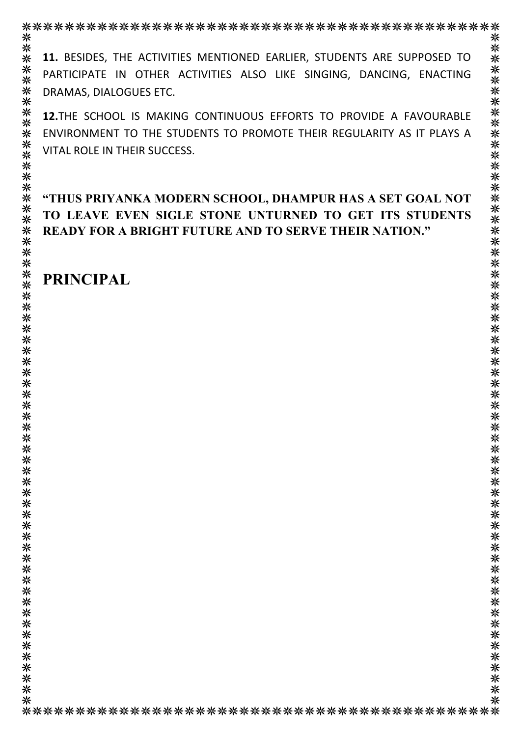**11.** BESIDES, THE ACTIVITIES MENTIONED EARLIER, STUDENTS ARE SUPPOSED TO PARTICIPATE IN OTHER ACTIVITIES ALSO LIKE SINGING, DANCING, ENACTING DRAMAS, DIALOGUES ETC.

**12.**THE SCHOOL IS MAKING CONTINUOUS EFFORTS TO PROVIDE A FAVOURABLE ENVIRONMENT TO THE STUDENTS TO PROMOTE THEIR REGULARITY AS IT PLAYS A VITAL ROLE IN THEIR SUCCESS.

**"THUS PRIYANKA MODERN SCHOOL, DHAMPUR HAS A SET GOAL NOT TO LEAVE EVEN SIGLE STONE UNTURNED TO GET ITS STUDENTS READY FOR A BRIGHT FUTURE AND TO SERVE THEIR NATION."**

**PRINCIPAL**